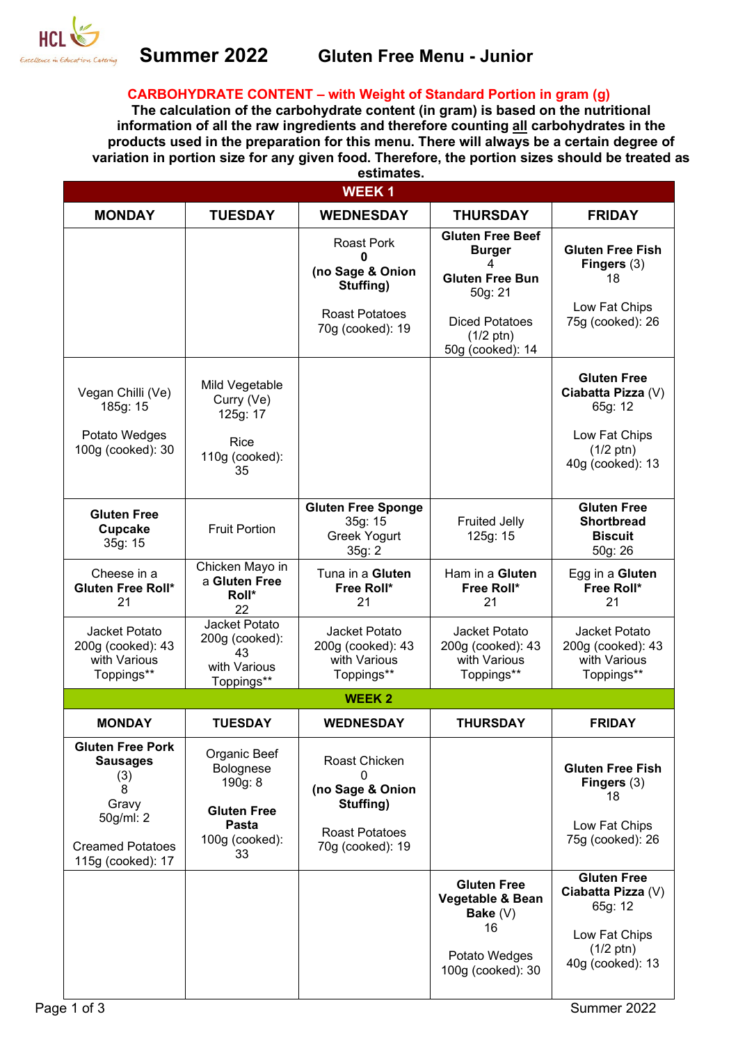# Summer 2022 Gluten Free Menu - Junior

**CARBOHYDRATE CONTENT – with Weight of Standard Portion in gram (g)**

**The calculation of the carbohydrate content (in gram) is based on the nutritional information of all the raw ingredients and therefore counting all carbohydrates in the products used in the preparation for this menu. There will always be a certain degree of variation in portion size for any given food. Therefore, the portion sizes should be treated as estimates.**

| WEEK 1 | | | | |
|---|---|---|---|---|
| **MONDAY** | **TUESDAY** | **WEDNESDAY** | **THURSDAY** | **FRIDAY** |
| | | Roast Pork **0** **(no Sage & Onion Stuffing)** Roast Potatoes 70g (cooked): 19 | **Gluten Free Beef Burger** 4 **Gluten Free Bun** 50g: 21 Diced Potatoes (1/2 ptn) 50g (cooked): 14 | **Gluten Free Fish Fingers** (3) 18 Low Fat Chips 75g (cooked): 26 |
| Vegan Chilli (Ve) 185g: 15 Potato Wedges 100g (cooked): 30 | Mild Vegetable Curry (Ve) 125g: 17 Rice 110g (cooked): 35 | | | **Gluten Free Ciabatta Pizza** (V) 65g: 12 Low Fat Chips (1/2 ptn) 40g (cooked): 13 |
| **Gluten Free Cupcake** 35g: 15 | Fruit Portion | **Gluten Free Sponge** 35g: 15 Greek Yogurt 35g: 2 | Fruited Jelly 125g: 15 | **Gluten Free Shortbread Biscuit** 50g: 26 |
| Cheese in a **Gluten Free Roll*** 21 | Chicken Mayo in a **Gluten Free Roll*** 22 | Tuna in a **Gluten Free Roll*** 21 | Ham in a **Gluten Free Roll*** 21 | Egg in a **Gluten Free Roll*** 21 |
| Jacket Potato 200g (cooked): 43 with Various Toppings** | Jacket Potato 200g (cooked): 43 with Various Toppings** | Jacket Potato 200g (cooked): 43 with Various Toppings** | Jacket Potato 200g (cooked): 43 with Various Toppings** | Jacket Potato 200g (cooked): 43 with Various Toppings** |

| WEEK 2 | | | | |
|---|---|---|---|---|
| **MONDAY** | **TUESDAY** | **WEDNESDAY** | **THURSDAY** | **FRIDAY** |
| **Gluten Free Pork Sausages** (3) 8 Gravy 50g/ml: 2 Creamed Potatoes 115g (cooked): 17 | Organic Beef Bolognese 190g: 8 **Gluten Free Pasta** 100g (cooked): 33 | Roast Chicken 0 **(no Sage & Onion Stuffing)** Roast Potatoes 70g (cooked): 19 | | **Gluten Free Fish Fingers** (3) 18 Low Fat Chips 75g (cooked): 26 |
| | | | **Gluten Free Vegetable & Bean Bake** (V) 16 Potato Wedges 100g (cooked): 30 | **Gluten Free Ciabatta Pizza** (V) 65g: 12 Low Fat Chips (1/2 ptn) 40g (cooked): 13 |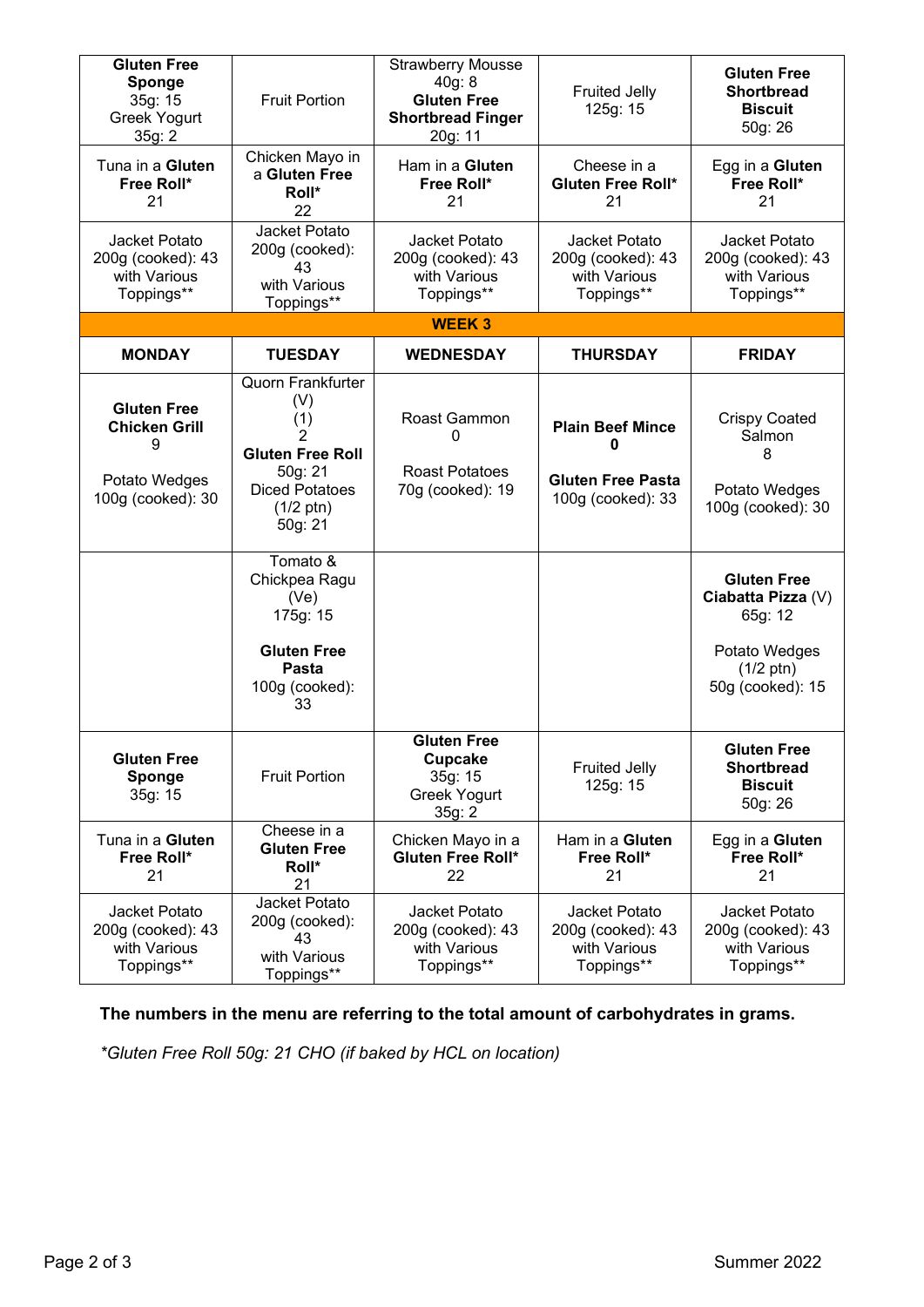| | | | | |
|---|---|---|---|---|
| **Gluten Free Sponge** 35g: 15 Greek Yogurt 35g: 2 | Fruit Portion | Strawberry Mousse 40g: 8 **Gluten Free Shortbread Finger** 20g: 11 | Fruited Jelly 125g: 15 | **Gluten Free Shortbread Biscuit** 50g: 26 |
| Tuna in a **Gluten Free Roll*** 21 | Chicken Mayo in a **Gluten Free Roll*** 22 | Ham in a **Gluten Free Roll*** 21 | Cheese in a **Gluten Free Roll*** 21 | Egg in a **Gluten Free Roll*** 21 |
| Jacket Potato 200g (cooked): 43 with Various Toppings** | Jacket Potato 200g (cooked): 43 with Various Toppings** | Jacket Potato 200g (cooked): 43 with Various Toppings** | Jacket Potato 200g (cooked): 43 with Various Toppings** | Jacket Potato 200g (cooked): 43 with Various Toppings** |
| **WEEK 3** | | | | |
| **MONDAY** | **TUESDAY** | **WEDNESDAY** | **THURSDAY** | **FRIDAY** |
| **Gluten Free Chicken Grill** 9 Potato Wedges 100g (cooked): 30 | Quorn Frankfurter (V) (1) 2 **Gluten Free Roll** 50g: 21 Diced Potatoes (1/2 ptn) 50g: 21 | Roast Gammon 0 Roast Potatoes 70g (cooked): 19 | **Plain Beef Mince** **0** **Gluten Free Pasta** 100g (cooked): 33 | Crispy Coated Salmon 8 Potato Wedges 100g (cooked): 30 |
| | Tomato & Chickpea Ragu (Ve) 175g: 15 **Gluten Free Pasta** 100g (cooked): 33 | | | **Gluten Free Ciabatta Pizza** (V) 65g: 12 Potato Wedges (1/2 ptn) 50g (cooked): 15 |
| **Gluten Free Sponge** 35g: 15 | Fruit Portion | **Gluten Free Cupcake** 35g: 15 Greek Yogurt 35g: 2 | Fruited Jelly 125g: 15 | **Gluten Free Shortbread Biscuit** 50g: 26 |
| Tuna in a **Gluten Free Roll*** 21 | Cheese in a **Gluten Free Roll*** 21 | Chicken Mayo in a **Gluten Free Roll*** 22 | Ham in a **Gluten Free Roll*** 21 | Egg in a **Gluten Free Roll*** 21 |
| Jacket Potato 200g (cooked): 43 with Various Toppings** | Jacket Potato 200g (cooked): 43 with Various Toppings** | Jacket Potato 200g (cooked): 43 with Various Toppings** | Jacket Potato 200g (cooked): 43 with Various Toppings** | Jacket Potato 200g (cooked): 43 with Various Toppings** |

**The numbers in the menu are referring to the total amount of carbohydrates in grams.**

*\*Gluten Free Roll 50g: 21 CHO (if baked by HCL on location)*

Summer 2022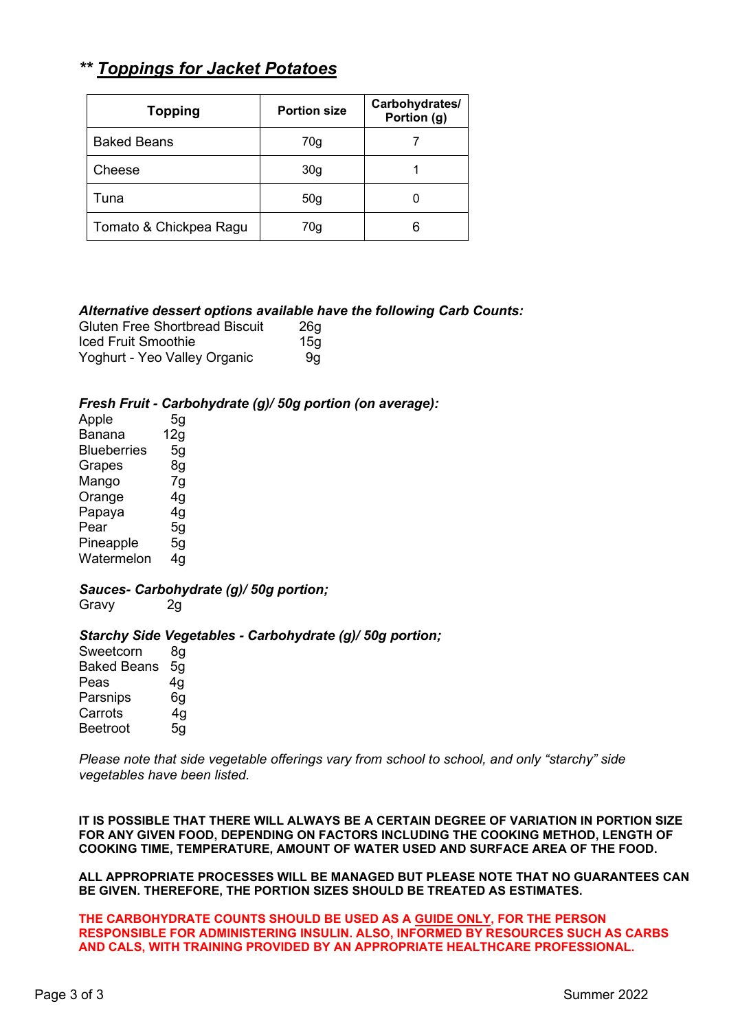## *** Toppings for Jacket Potatoes***

| Topping | Portion size | Carbohydrates/ Portion (g) |
|---|---|---|
| Baked Beans | 70g | 7 |
| Cheese | 30g | 1 |
| Tuna | 50g | 0 |
| Tomato & Chickpea Ragu | 70g | 6 |

***Alternative dessert options available have the following Carb Counts:***

Gluten Free Shortbread Biscuit 26g
Iced Fruit Smoothie 15g
Yoghurt - Yeo Valley Organic 9g

***Fresh Fruit - Carbohydrate (g)/ 50g portion (on average):***

Apple 5g
Banana 12g
Blueberries 5g
Grapes 8g
Mango 7g
Orange 4g
Papaya 4g
Pear 5g
Pineapple 5g
Watermelon 4g

***Sauces- Carbohydrate (g)/ 50g portion;***

Gravy 2g

***Starchy Side Vegetables - Carbohydrate (g)/ 50g portion;***

Sweetcorn 8g
Baked Beans 5g
Peas 4g
Parsnips 6g
Carrots 4g
Beetroot 5g

*Please note that side vegetable offerings vary from school to school, and only "starchy" side vegetables have been listed.*

**IT IS POSSIBLE THAT THERE WILL ALWAYS BE A CERTAIN DEGREE OF VARIATION IN PORTION SIZE FOR ANY GIVEN FOOD, DEPENDING ON FACTORS INCLUDING THE COOKING METHOD, LENGTH OF COOKING TIME, TEMPERATURE, AMOUNT OF WATER USED AND SURFACE AREA OF THE FOOD.**

**ALL APPROPRIATE PROCESSES WILL BE MANAGED BUT PLEASE NOTE THAT NO GUARANTEES CAN BE GIVEN. THEREFORE, THE PORTION SIZES SHOULD BE TREATED AS ESTIMATES.**

**THE CARBOHYDRATE COUNTS SHOULD BE USED AS A GUIDE ONLY, FOR THE PERSON RESPONSIBLE FOR ADMINISTERING INSULIN. ALSO, INFORMED BY RESOURCES SUCH AS CARBS AND CALS, WITH TRAINING PROVIDED BY AN APPROPRIATE HEALTHCARE PROFESSIONAL.**

Summer 2022